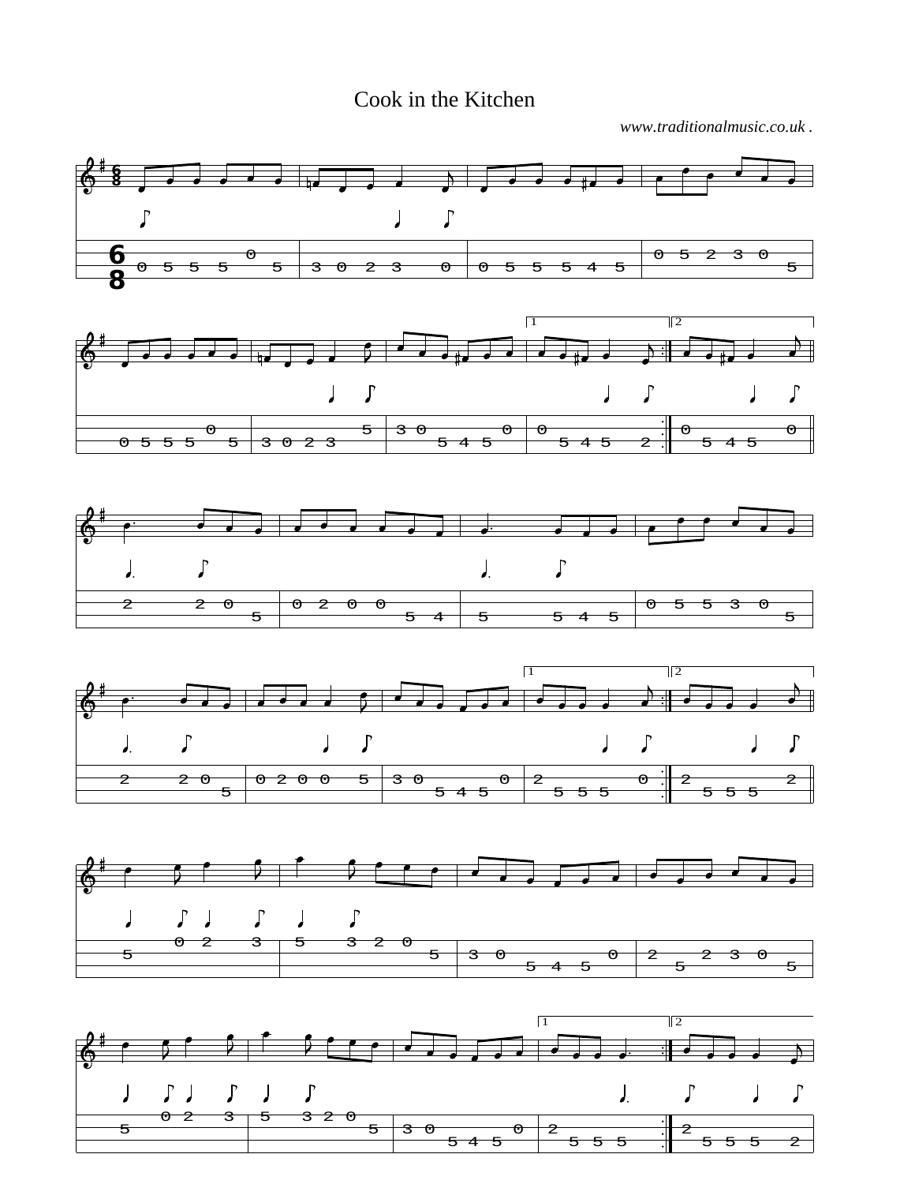# Cook in the Kitchen

*www.traditionalmusic.co.uk .*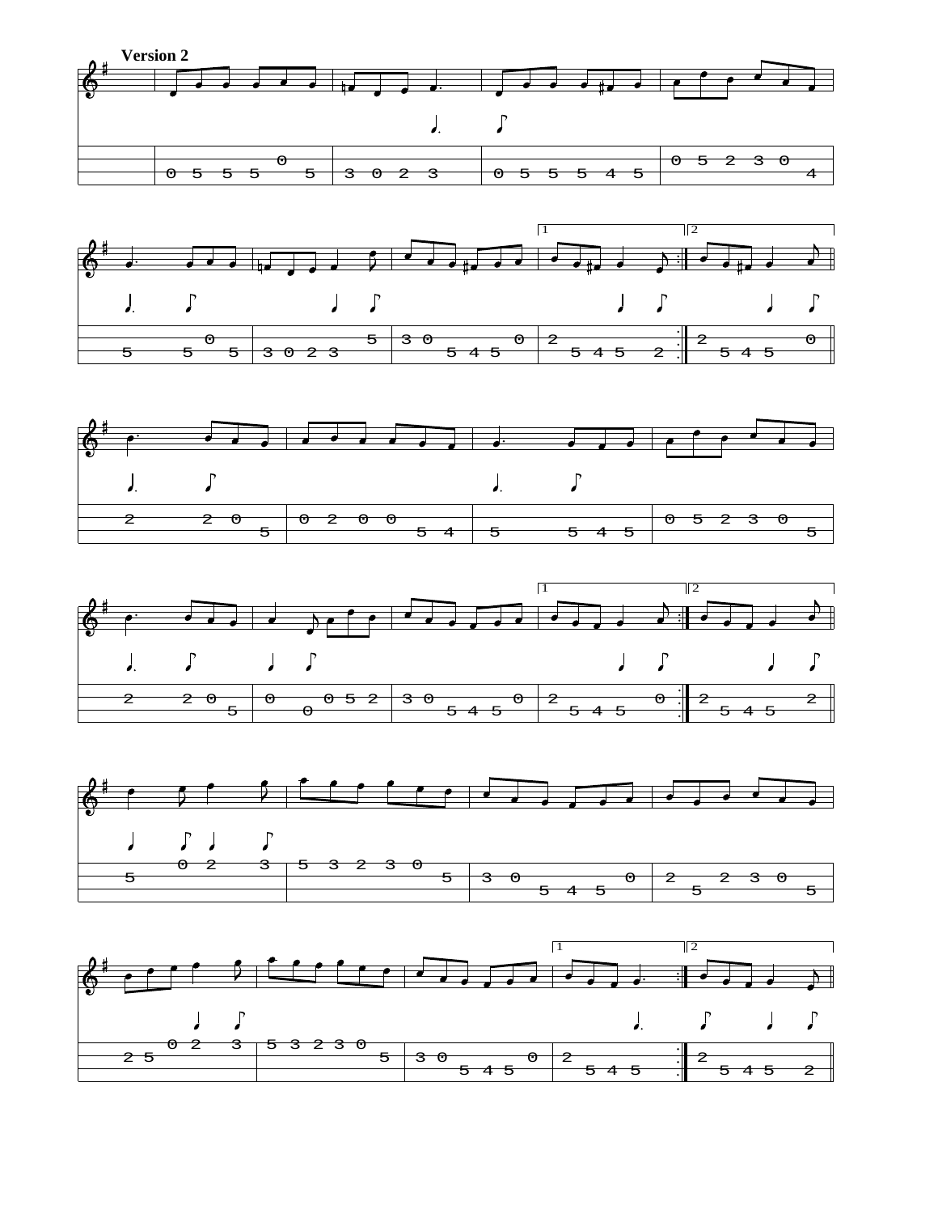**Version 2**